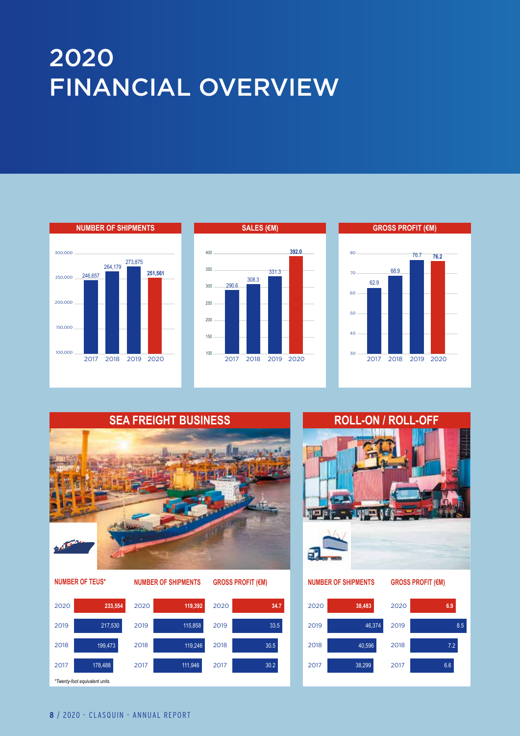# 2020 FINANCIAL OVERVIEW

### NUMBER OF SHIPMENTS

| Year | Shipments |
|---|---|
| 2017 | 246,657 |
| 2018 | 264,179 |
| 2019 | 273,875 |
| 2020 | **251,561** |

### SALES (€M)

| Year | Sales (€M) |
|---|---|
| 2017 | 290.6 |
| 2018 | 308.3 |
| 2019 | 331.3 |
| 2020 | **392.0** |

### GROSS PROFIT (€M)

| Year | Gross profit (€M) |
|---|---|
| 2017 | 62.9 |
| 2018 | 68.9 |
| 2019 | 76.7 |
| 2020 | **76.2** |

## SEA FREIGHT BUSINESS

| Year | NUMBER OF TEUS* | NUMBER OF SHIPMENTS | GROSS PROFIT (€M) |
|---|---|---|---|
| 2020 | **233,554** | **119,392** | **34.7** |
| 2019 | 217,530 | 115,858 | 33.5 |
| 2018 | 199,473 | 119,246 | 30.5 |
| 2017 | 178,488 | 111,946 | 30.2 |

*\*Twenty-foot equivalent units.*

## ROLL-ON / ROLL-OFF

| Year | NUMBER OF SHIPMENTS | GROSS PROFIT (€M) |
|---|---|---|
| 2020 | **38,483** | **6.9** |
| 2019 | 46,374 | 8.5 |
| 2018 | 40,596 | 7.2 |
| 2017 | 38,299 | 6.6 |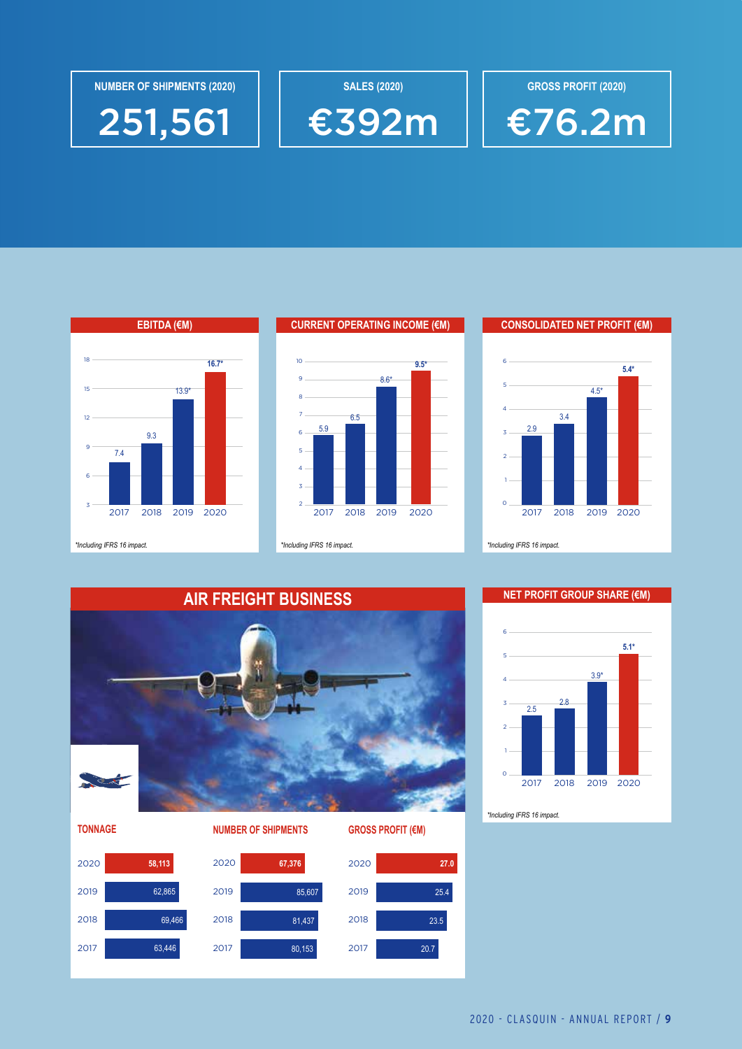**NUMBER OF SHIPMENTS (2020)**
251,561

**SALES (2020)**
€392m

**GROSS PROFIT (2020)**
€76.2m

## EBITDA (€M)

| Year | EBITDA (€M) |
|---|---|
| 2017 | 7.4 |
| 2018 | 9.3 |
| 2019 | 13.9* |
| 2020 | 16.7* |

*Including IFRS 16 impact.*

## CURRENT OPERATING INCOME (€M)

| Year | Current operating income (€M) |
|---|---|
| 2017 | 5.9 |
| 2018 | 6.5 |
| 2019 | 8.6* |
| 2020 | 9.5* |

*Including IFRS 16 impact.*

## CONSOLIDATED NET PROFIT (€M)

| Year | Consolidated net profit (€M) |
|---|---|
| 2017 | 2.9 |
| 2018 | 3.4 |
| 2019 | 4.5* |
| 2020 | 5.4* |

*Including IFRS 16 impact.*

## AIR FREIGHT BUSINESS

| Year | TONNAGE | NUMBER OF SHIPMENTS | GROSS PROFIT (€M) |
|---|---|---|---|
| 2020 | 58,113 | 67,376 | 27.0 |
| 2019 | 62,865 | 85,607 | 25.4 |
| 2018 | 69,466 | 81,437 | 23.5 |
| 2017 | 63,446 | 80,153 | 20.7 |

## NET PROFIT GROUP SHARE (€M)

| Year | Net profit group share (€M) |
|---|---|
| 2017 | 2.5 |
| 2018 | 2.8 |
| 2019 | 3.9* |
| 2020 | 5.1* |

*Including IFRS 16 impact.*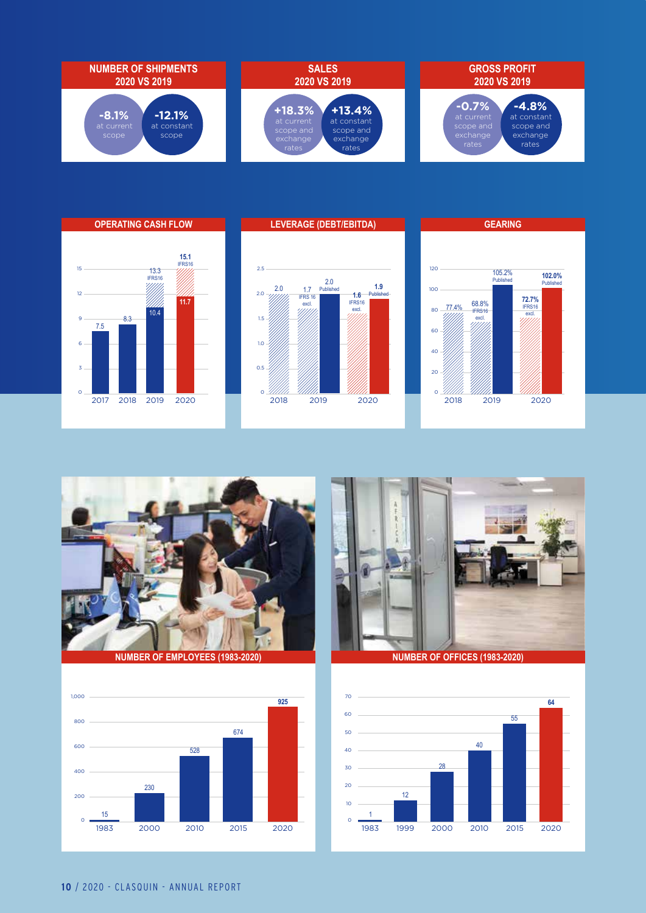## NUMBER OF SHIPMENTS 2020 VS 2019

-8.1% at current scope

-12.1% at constant scope

## SALES 2020 VS 2019

+18.3% at current scope and exchange rates

+13.4% at constant scope and exchange rates

## GROSS PROFIT 2020 VS 2019

-0.7% at current scope and exchange rates

-4.8% at constant scope and exchange rates

## OPERATING CASH FLOW

0, 3, 6, 9, 12, 15

2017: 7.5
2018: 8.3
2019: 10.4, 13.3 IFRS16
2020: 11.7, 15.1 IFRS16

## LEVERAGE (DEBT/EBITDA)

0, 0.5, 1.0, 1.5, 2.0, 2.5

2018: 2.0
2019: 1.7 IFRS 16 excl., 2.0 Published
2020: 1.6 IFRS16 excl., 1.9 Published

## GEARING

0, 20, 40, 60, 80, 100, 120

2018: 77.4%
2019: 68.8% IFRS16 excl., 105.2% Published
2020: 72.7% IFRS16 excl., 102.0% Published

## NUMBER OF EMPLOYEES (1983-2020)

0, 200, 400, 600, 800, 1,000

1983: 15
2000: 230
2010: 528
2015: 674
2020: 925

## NUMBER OF OFFICES (1983-2020)

0, 10, 20, 30, 40, 50, 60, 70

1983: 1
1999: 12
2000: 28
2010: 40
2015: 55
2020: 64